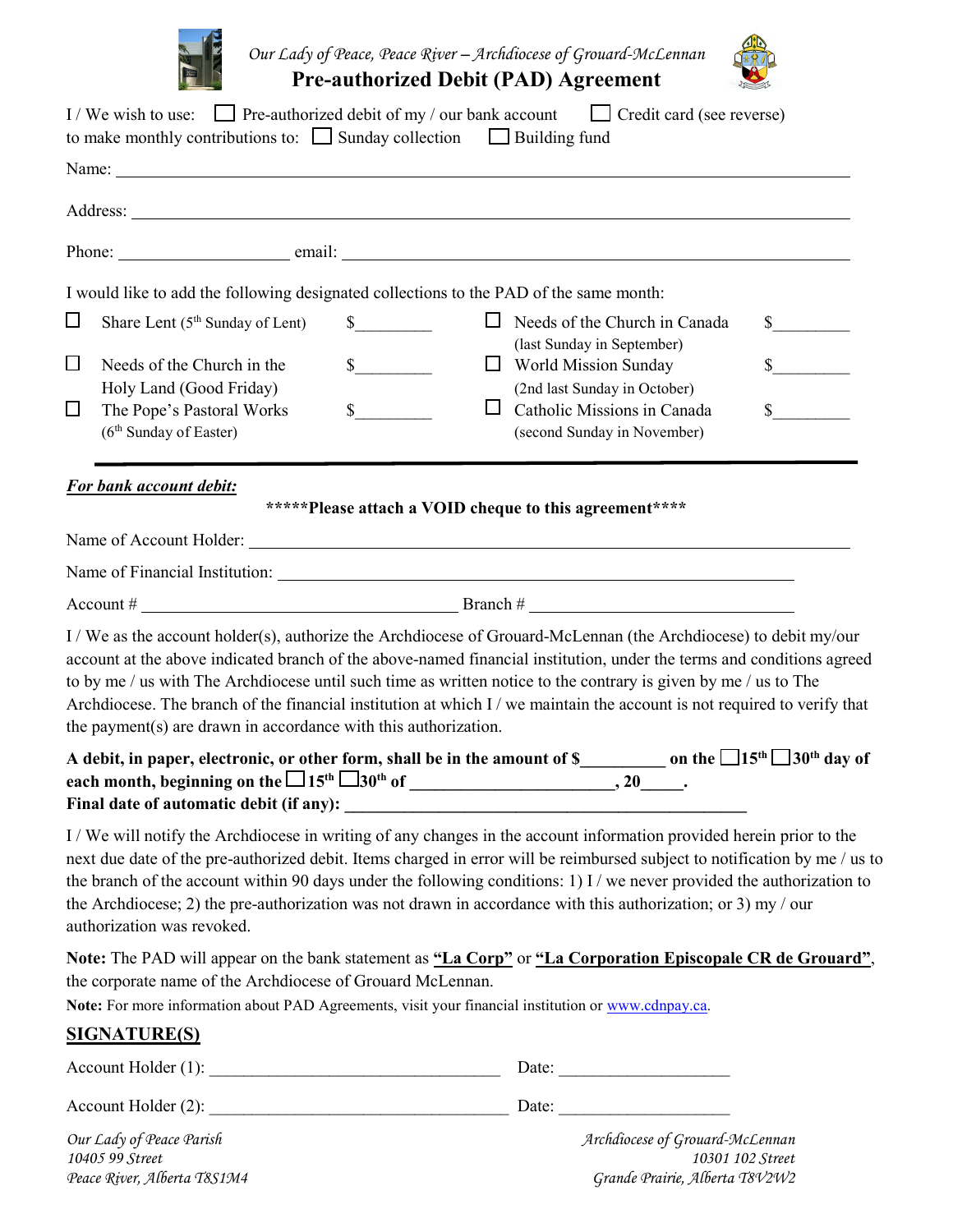*Our Lady of Peace, Peace River – Archdiocese of Grouard-McLennan*

# Pre-authorized Debit (PAD) Agreement

I / We wish to use: ☐ Pre-authorized debit of my / our bank account ☐ Credit card (see reverse)
to make monthly contributions to: ☐ Sunday collection ☐ Building fund

Name: ______________________________________________

Address: ______________________________________________

Phone: ____________________ email: ______________________________

I would like to add the following designated collections to the PAD of the same month:

| | | | | | |
|---|---|---|---|---|---|
| ☐ | Share Lent (5th Sunday of Lent) | $________ | ☐ | Needs of the Church in Canada (last Sunday in September) | $________ |
| ☐ | Needs of the Church in the Holy Land (Good Friday) | $________ | ☐ | World Mission Sunday (2nd last Sunday in October) | $________ |
| ☐ | The Pope's Pastoral Works (6th Sunday of Easter) | $________ | ☐ | Catholic Missions in Canada (second Sunday in November) | $________ |

***For bank account debit:***

**\*\*\*\*\*Please attach a VOID cheque to this agreement\*\*\*\***

Name of Account Holder: ______________________________________________

Name of Financial Institution: ______________________________________________

Account # ______________________________ Branch # ______________________________

I / We as the account holder(s), authorize the Archdiocese of Grouard-McLennan (the Archdiocese) to debit my/our account at the above indicated branch of the above-named financial institution, under the terms and conditions agreed to by me / us with The Archdiocese until such time as written notice to the contrary is given by me / us to The Archdiocese. The branch of the financial institution at which I / we maintain the account is not required to verify that the payment(s) are drawn in accordance with this authorization.

**A debit, in paper, electronic, or other form, shall be in the amount of $__________ on the ☐15th ☐30th day of each month, beginning on the ☐15th ☐30th of _______________________, 20_____.**
**Final date of automatic debit (if any): ______________________________________________**

I / We will notify the Archdiocese in writing of any changes in the account information provided herein prior to the next due date of the pre-authorized debit. Items charged in error will be reimbursed subject to notification by me / us to the branch of the account within 90 days under the following conditions: 1) I / we never provided the authorization to the Archdiocese; 2) the pre-authorization was not drawn in accordance with this authorization; or 3) my / our authorization was revoked.

**Note:** The PAD will appear on the bank statement as **"La Corp"** or **"La Corporation Episcopale CR de Grouard"**, the corporate name of the Archdiocese of Grouard McLennan.

**Note:** For more information about PAD Agreements, visit your financial institution or www.cdnpay.ca.

## SIGNATURE(S)

Account Holder (1): ______________________________ Date: ____________________

Account Holder (2): ______________________________ Date: ____________________

*Our Lady of Peace Parish*
*10405 99 Street*
*Peace River, Alberta T8S1M4*

*Archdiocese of Grouard-McLennan*
*10301 102 Street*
*Grande Prairie, Alberta T8V2W2*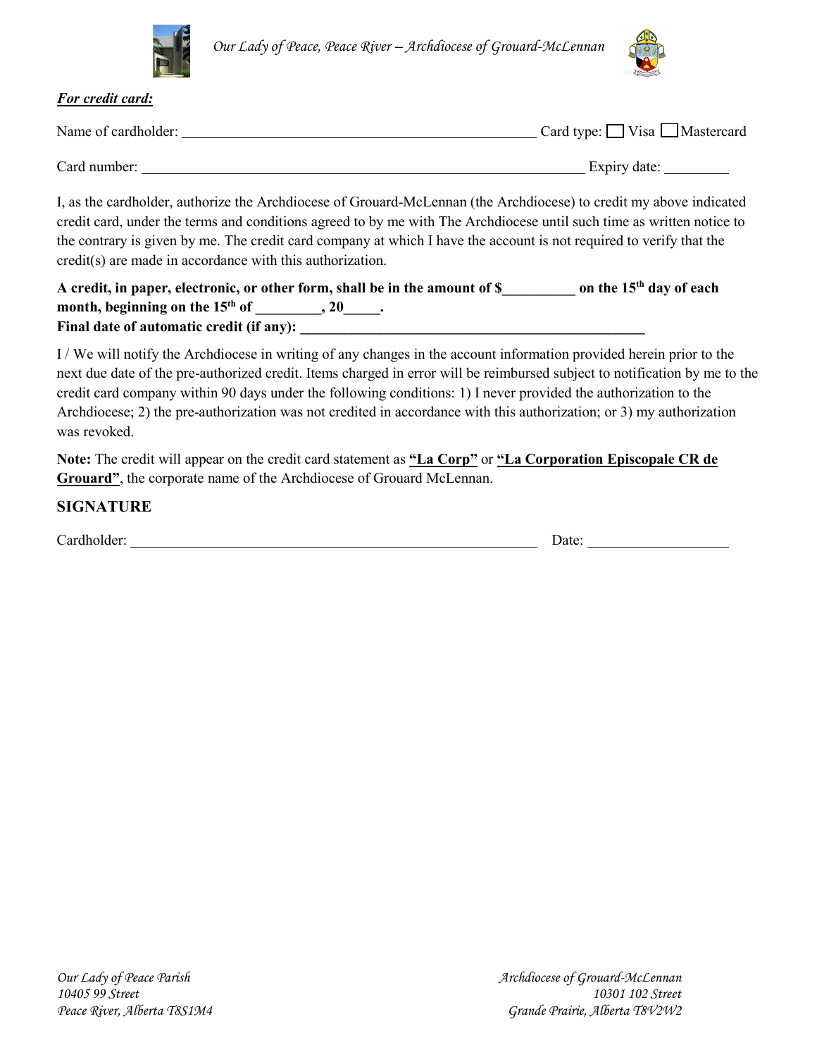***For credit card:***

Name of cardholder: ______________________________ Card type: ☐ Visa ☐ Mastercard

Card number: ______________________________ Expiry date: __________

I, as the cardholder, authorize the Archdiocese of Grouard-McLennan (the Archdiocese) to credit my above indicated credit card, under the terms and conditions agreed to by me with The Archdiocese until such time as written notice to the contrary is given by me. The credit card company at which I have the account is not required to verify that the credit(s) are made in accordance with this authorization.

**A credit, in paper, electronic, or other form, shall be in the amount of $__________ on the 15th day of each month, beginning on the 15th of _________, 20_____.**
**Final date of automatic credit (if any): __________________________________________________**

I / We will notify the Archdiocese in writing of any changes in the account information provided herein prior to the next due date of the pre-authorized credit. Items charged in error will be reimbursed subject to notification by me to the credit card company within 90 days under the following conditions: 1) I never provided the authorization to the Archdiocese; 2) the pre-authorization was not credited in accordance with this authorization; or 3) my authorization was revoked.

**Note:** The credit will appear on the credit card statement as **"La Corp"** or **"La Corporation Episcopale CR de Grouard"**, the corporate name of the Archdiocese of Grouard McLennan.

**SIGNATURE**

Cardholder: ______________________________ Date: ____________________

*Our Lady of Peace Parish*
*10405 99 Street*
*Peace River, Alberta T8S1M4*

*Archdiocese of Grouard-McLennan*
*10301 102 Street*
*Grande Prairie, Alberta T8V2W2*